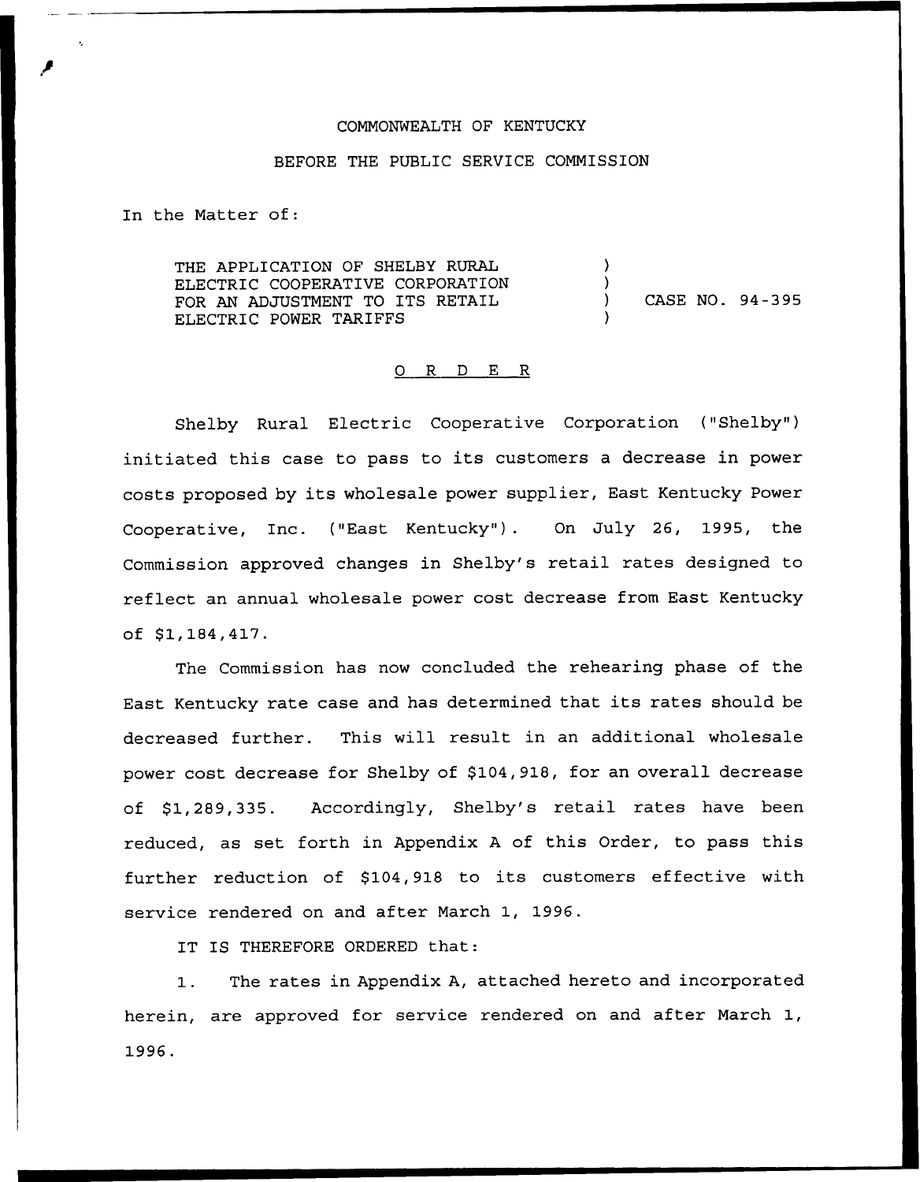COMMONWEALTH OF KENTUCKY

BEFORE THE PUBLIC SERVICE COMMISSION

In the Matter of:

| | | |
|---|---|---|
| THE APPLICATION OF SHELBY RURAL ELECTRIC COOPERATIVE CORPORATION FOR AN ADJUSTMENT TO ITS RETAIL ELECTRIC POWER TARIFFS | ) | CASE NO. 94-395 |

## O R D E R

Shelby Rural Electric Cooperative Corporation ("Shelby") initiated this case to pass to its customers a decrease in power costs proposed by its wholesale power supplier, East Kentucky Power Cooperative, Inc. ("East Kentucky"). On July 26, 1995, the Commission approved changes in Shelby's retail rates designed to reflect an annual wholesale power cost decrease from East Kentucky of $1,184,417.

The Commission has now concluded the rehearing phase of the East Kentucky rate case and has determined that its rates should be decreased further. This will result in an additional wholesale power cost decrease for Shelby of $104,918, for an overall decrease of $1,289,335. Accordingly, Shelby's retail rates have been reduced, as set forth in Appendix A of this Order, to pass this further reduction of $104,918 to its customers effective with service rendered on and after March 1, 1996.

IT IS THEREFORE ORDERED that:

1. The rates in Appendix A, attached hereto and incorporated herein, are approved for service rendered on and after March 1, 1996.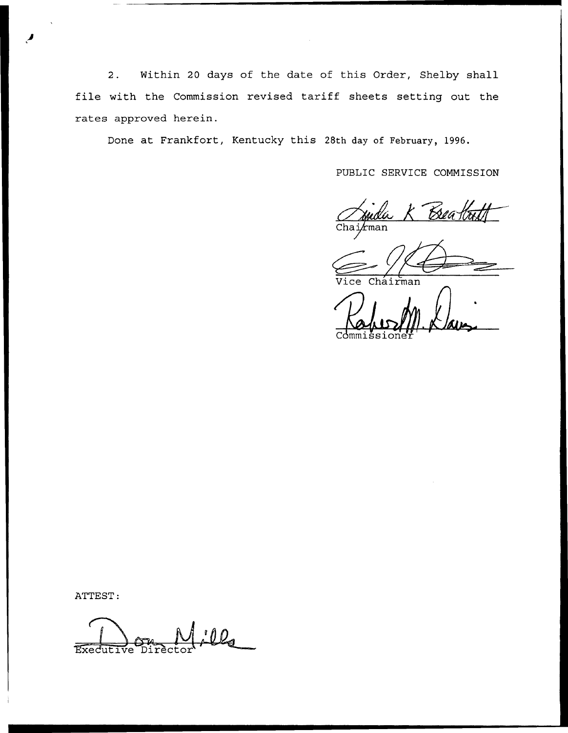2. Within 20 days of the date of this Order, Shelby shall file with the Commission revised tariff sheets setting out the rates approved herein.

Done at Frankfort, Kentucky this 28th day of February, 1996.

PUBLIC SERVICE COMMISSION

Linda K Breathitt
Chairman

Vice Chairman

Robert M. Davis
Commissioner

ATTEST:

Don Mills
Executive Director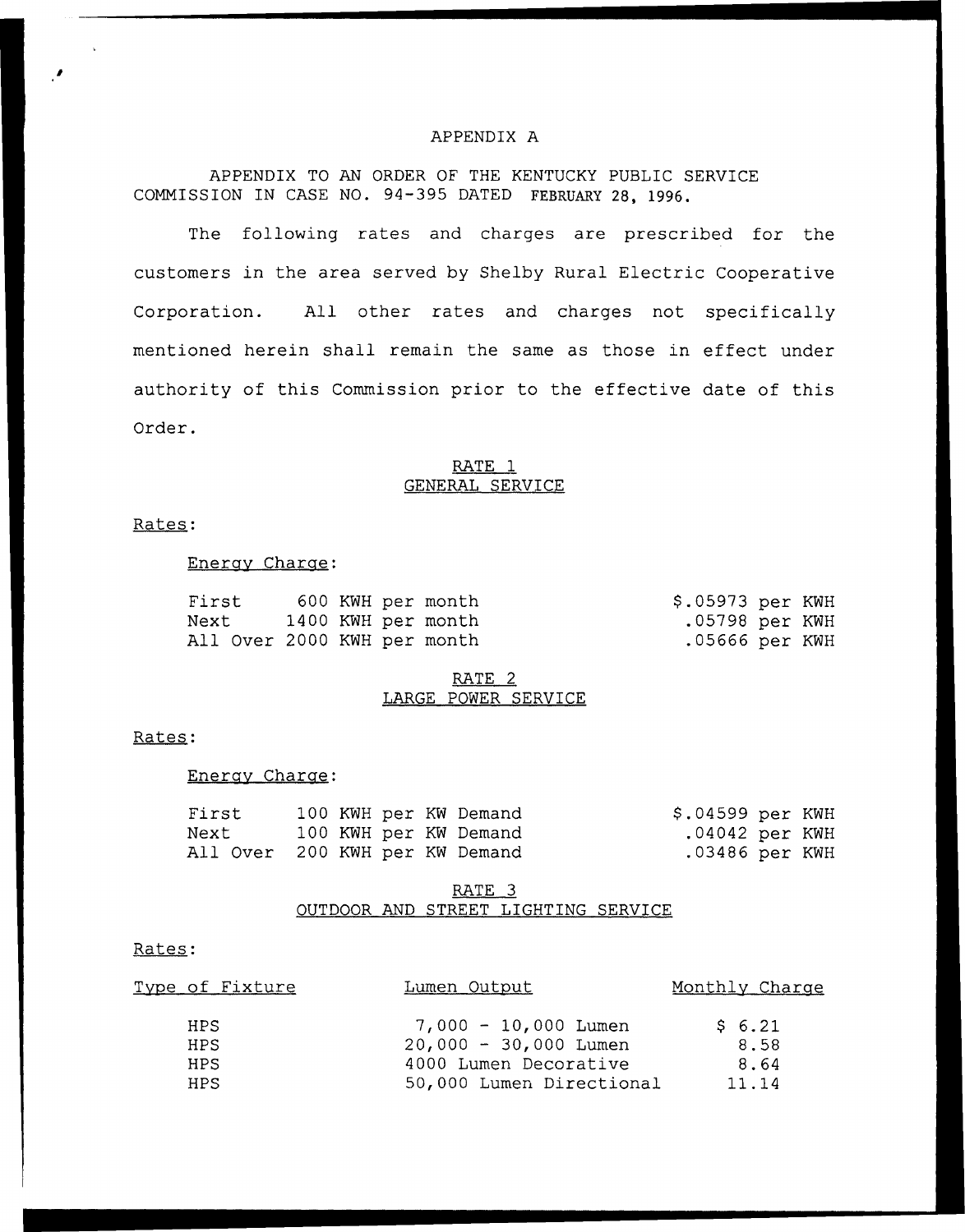# APPENDIX A

APPENDIX TO AN ORDER OF THE KENTUCKY PUBLIC SERVICE COMMISSION IN CASE NO. 94-395 DATED FEBRUARY 28, 1996.

The following rates and charges are prescribed for the customers in the area served by Shelby Rural Electric Cooperative Corporation. All other rates and charges not specifically mentioned herein shall remain the same as those in effect under authority of this Commission prior to the effective date of this Order.

## RATE 1
## GENERAL SERVICE

Rates:

Energy Charge:

| | |
|---|---|
| First 600 KWH per month | $.05973 per KWH |
| Next 1400 KWH per month | .05798 per KWH |
| All Over 2000 KWH per month | .05666 per KWH |

## RATE 2
## LARGE POWER SERVICE

Rates:

Energy Charge:

| | |
|---|---|
| First 100 KWH per KW Demand | $.04599 per KWH |
| Next 100 KWH per KW Demand | .04042 per KWH |
| All Over 200 KWH per KW Demand | .03486 per KWH |

## RATE 3
## OUTDOOR AND STREET LIGHTING SERVICE

Rates:

| Type of Fixture | Lumen Output | Monthly Charge |
|---|---|---|
| HPS | 7,000 - 10,000 Lumen | $ 6.21 |
| HPS | 20,000 - 30,000 Lumen | 8.58 |
| HPS | 4000 Lumen Decorative | 8.64 |
| HPS | 50,000 Lumen Directional | 11.14 |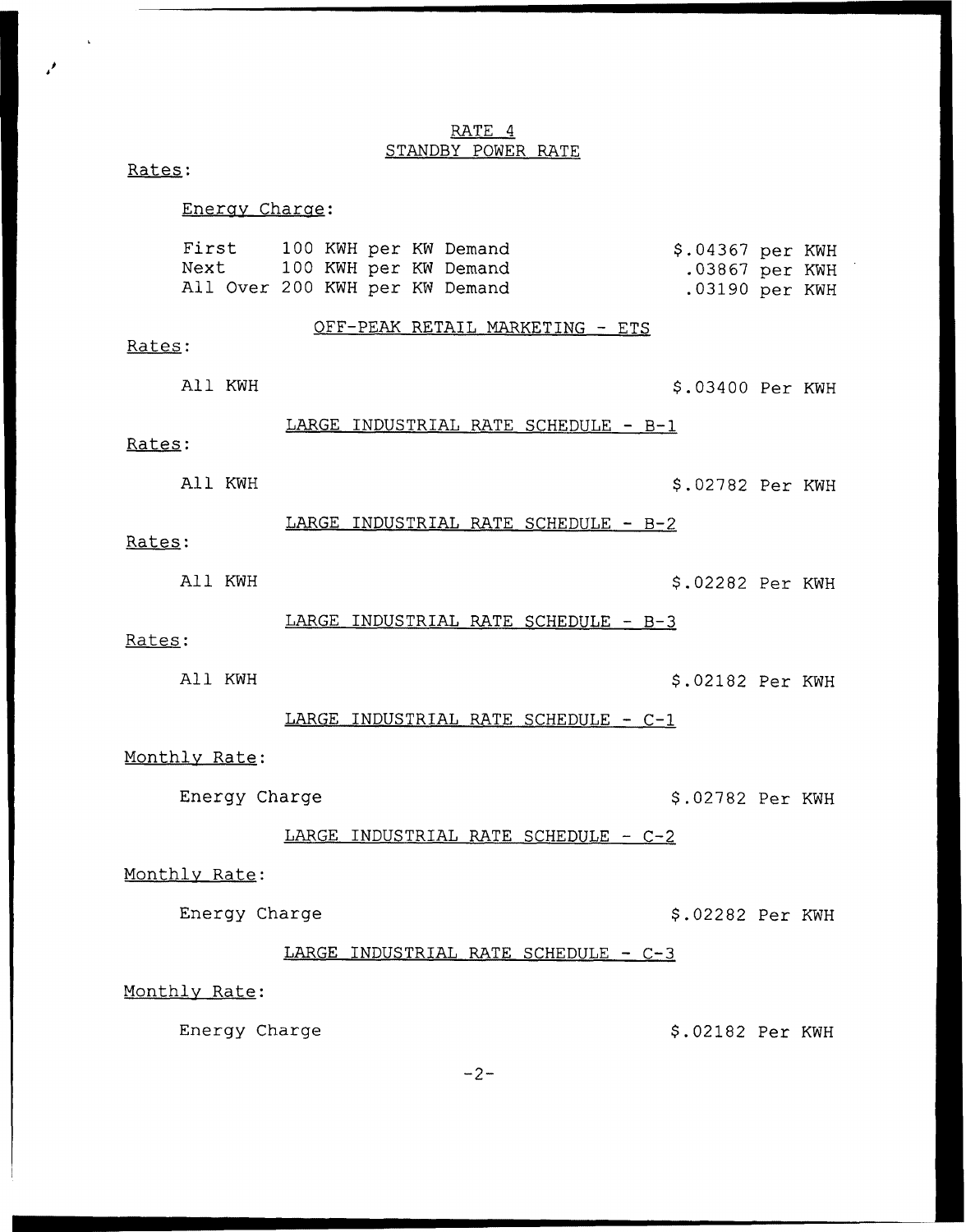## RATE 4
## STANDBY POWER RATE

Rates:

Energy Charge:

| | | |
|---|---|---|
| First | 100 KWH per KW Demand | $.04367 per KWH |
| Next | 100 KWH per KW Demand | .03867 per KWH |
| All Over | 200 KWH per KW Demand | .03190 per KWH |

## OFF-PEAK RETAIL MARKETING - ETS

Rates:

All KWH $.03400 Per KWH

## LARGE INDUSTRIAL RATE SCHEDULE - B-1

Rates:

All KWH $.02782 Per KWH

## LARGE INDUSTRIAL RATE SCHEDULE - B-2

Rates:

All KWH $.02282 Per KWH

## LARGE INDUSTRIAL RATE SCHEDULE - B-3

Rates:

All KWH $.02182 Per KWH

## LARGE INDUSTRIAL RATE SCHEDULE - C-1

Monthly Rate:

Energy Charge $.02782 Per KWH

## LARGE INDUSTRIAL RATE SCHEDULE - C-2

Monthly Rate:

Energy Charge $.02282 Per KWH

## LARGE INDUSTRIAL RATE SCHEDULE - C-3

Monthly Rate:

Energy Charge $.02182 Per KWH